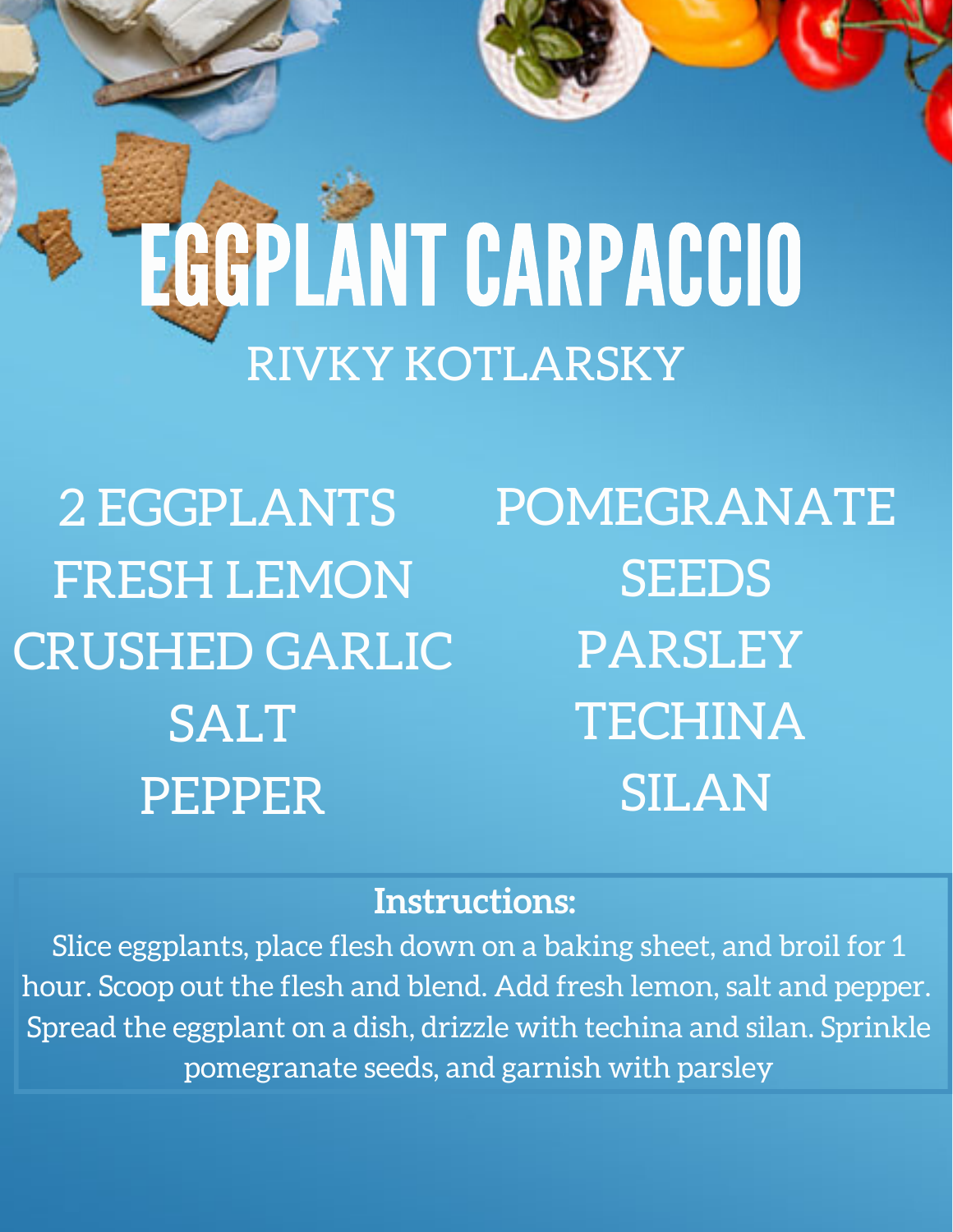# EGGPLANT CARPACCIO

RIVKY KOTLARSKY

- 2 EGGPLANTS
- FRESH LEMON
- CRUSHED GARLIC
- SALT
- PEPPER
- POMEGRANATE SEEDS
- PARSLEY
- TECHINA
- SILAN

**Instructions:**

Slice eggplants, place flesh down on a baking sheet, and broil for 1 hour. Scoop out the flesh and blend. Add fresh lemon, salt and pepper. Spread the eggplant on a dish, drizzle with techina and silan. Sprinkle pomegranate seeds, and garnish with parsley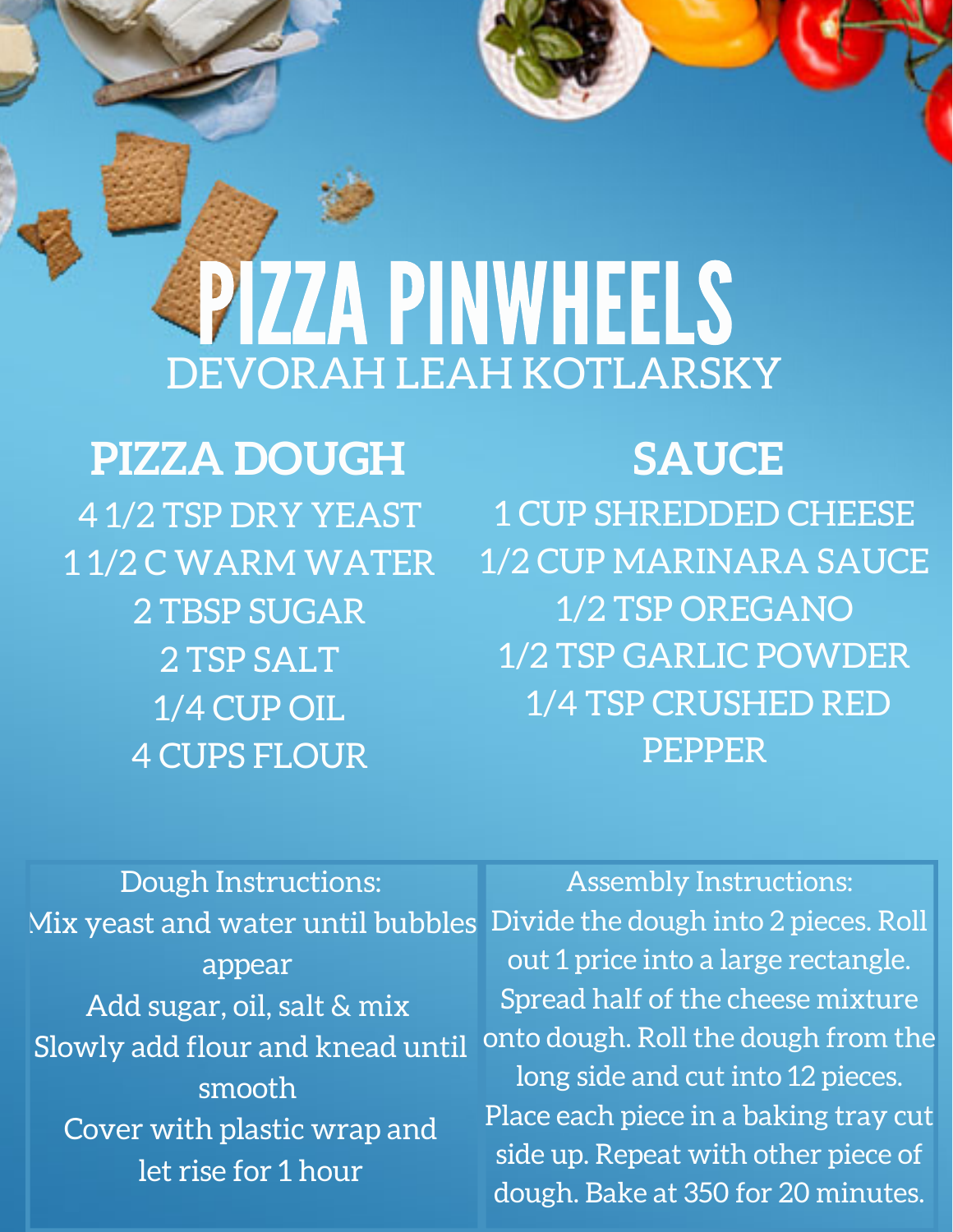# PIZZA PINWHEELS

DEVORAH LEAH KOTLARSKY

## PIZZA DOUGH

4 1/2 TSP DRY YEAST
1 1/2 C WARM WATER
2 TBSP SUGAR
2 TSP SALT
1/4 CUP OIL
4 CUPS FLOUR

## SAUCE

1 CUP SHREDDED CHEESE
1/2 CUP MARINARA SAUCE
1/2 TSP OREGANO
1/2 TSP GARLIC POWDER
1/4 TSP CRUSHED RED PEPPER

Dough Instructions:

Mix yeast and water until bubbles appear
Add sugar, oil, salt & mix
Slowly add flour and knead until smooth
Cover with plastic wrap and let rise for 1 hour

Assembly Instructions:

Divide the dough into 2 pieces. Roll out 1 price into a large rectangle. Spread half of the cheese mixture onto dough. Roll the dough from the long side and cut into 12 pieces. Place each piece in a baking tray cut side up. Repeat with other piece of dough. Bake at 350 for 20 minutes.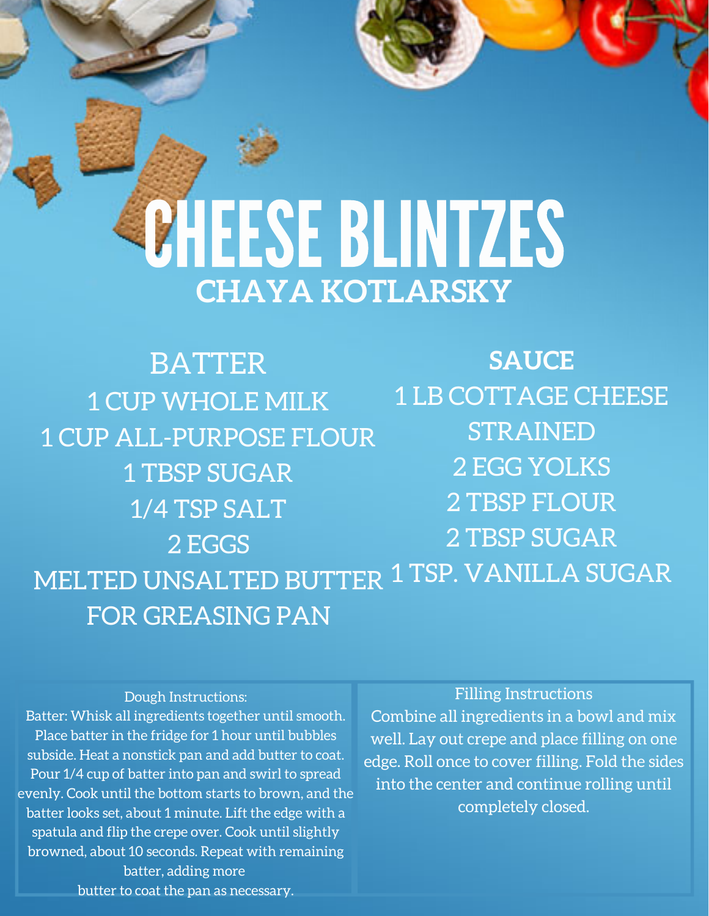# CHEESE BLINTZES

## CHAYA KOTLARSKY

### BATTER

1 CUP WHOLE MILK
1 CUP ALL-PURPOSE FLOUR
1 TBSP SUGAR
1/4 TSP SALT
2 EGGS
MELTED UNSALTED BUTTER FOR GREASING PAN

### SAUCE

1 LB COTTAGE CHEESE STRAINED
2 EGG YOLKS
2 TBSP FLOUR
2 TBSP SUGAR
1 TSP. VANILLA SUGAR

Dough Instructions:

Batter: Whisk all ingredients together until smooth. Place batter in the fridge for 1 hour until bubbles subside. Heat a nonstick pan and add butter to coat. Pour 1/4 cup of batter into pan and swirl to spread evenly. Cook until the bottom starts to brown, and the batter looks set, about 1 minute. Lift the edge with a spatula and flip the crepe over. Cook until slightly browned, about 10 seconds. Repeat with remaining batter, adding more butter to coat the pan as necessary.

Filling Instructions

Combine all ingredients in a bowl and mix well. Lay out crepe and place filling on one edge. Roll once to cover filling. Fold the sides into the center and continue rolling until completely closed.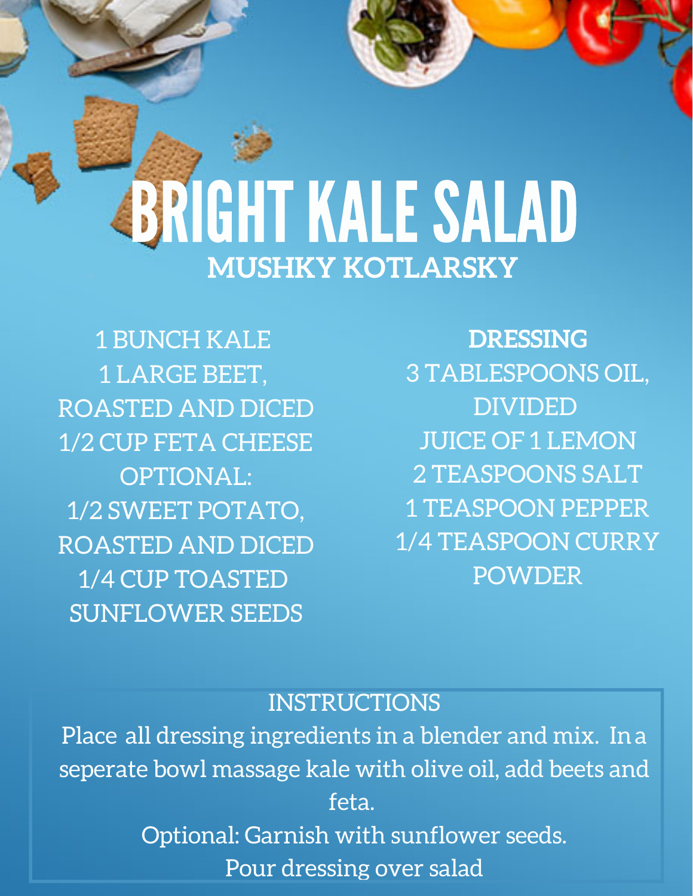# BRIGHT KALE SALAD

**MUSHKY KOTLARSKY**

1 BUNCH KALE
1 LARGE BEET, ROASTED AND DICED
1/2 CUP FETA CHEESE
OPTIONAL:
1/2 SWEET POTATO, ROASTED AND DICED
1/4 CUP TOASTED SUNFLOWER SEEDS

**DRESSING**

3 TABLESPOONS OIL, DIVIDED
JUICE OF 1 LEMON
2 TEASPOONS SALT
1 TEASPOON PEPPER
1/4 TEASPOON CURRY POWDER

INSTRUCTIONS

Place all dressing ingredients in a blender and mix. In a seperate bowl massage kale with olive oil, add beets and feta.

Optional: Garnish with sunflower seeds.

Pour dressing over salad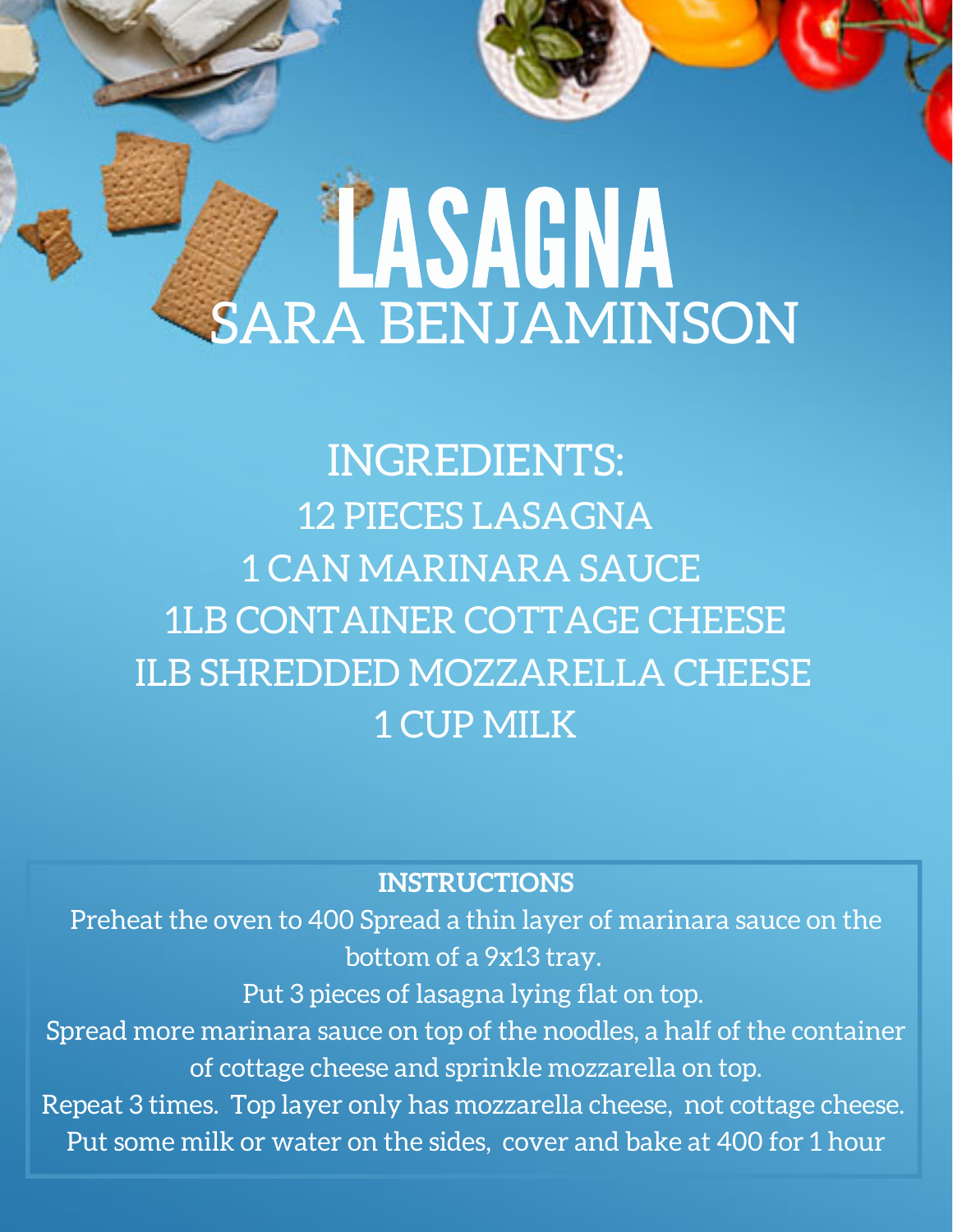# LASAGNA

## SARA BENJAMINSON

### INGREDIENTS:

12 PIECES LASAGNA
1 CAN MARINARA SAUCE
1LB CONTAINER COTTAGE CHEESE
ILB SHREDDED MOZZARELLA CHEESE
1 CUP MILK

**INSTRUCTIONS**

Preheat the oven to 400 Spread a thin layer of marinara sauce on the bottom of a 9x13 tray.
Put 3 pieces of lasagna lying flat on top.
Spread more marinara sauce on top of the noodles, a half of the container of cottage cheese and sprinkle mozzarella on top.
Repeat 3 times. Top layer only has mozzarella cheese, not cottage cheese.
Put some milk or water on the sides, cover and bake at 400 for 1 hour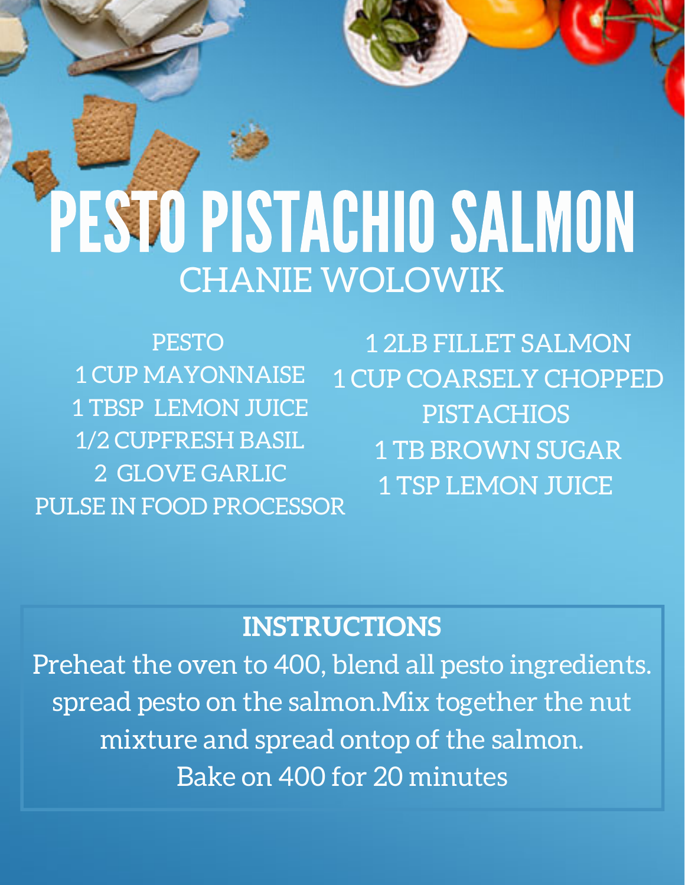# PESTO PISTACHIO SALMON

CHANIE WOLOWIK

PESTO
1 CUP MAYONNAISE
1 TBSP LEMON JUICE
1/2 CUPFRESH BASIL
2 GLOVE GARLIC
PULSE IN FOOD PROCESSOR

1 2LB FILLET SALMON
1 CUP COARSELY CHOPPED PISTACHIOS
1 TB BROWN SUGAR
1 TSP LEMON JUICE

**INSTRUCTIONS**

Preheat the oven to 400, blend all pesto ingredients. spread pesto on the salmon.Mix together the nut mixture and spread ontop of the salmon.
Bake on 400 for 20 minutes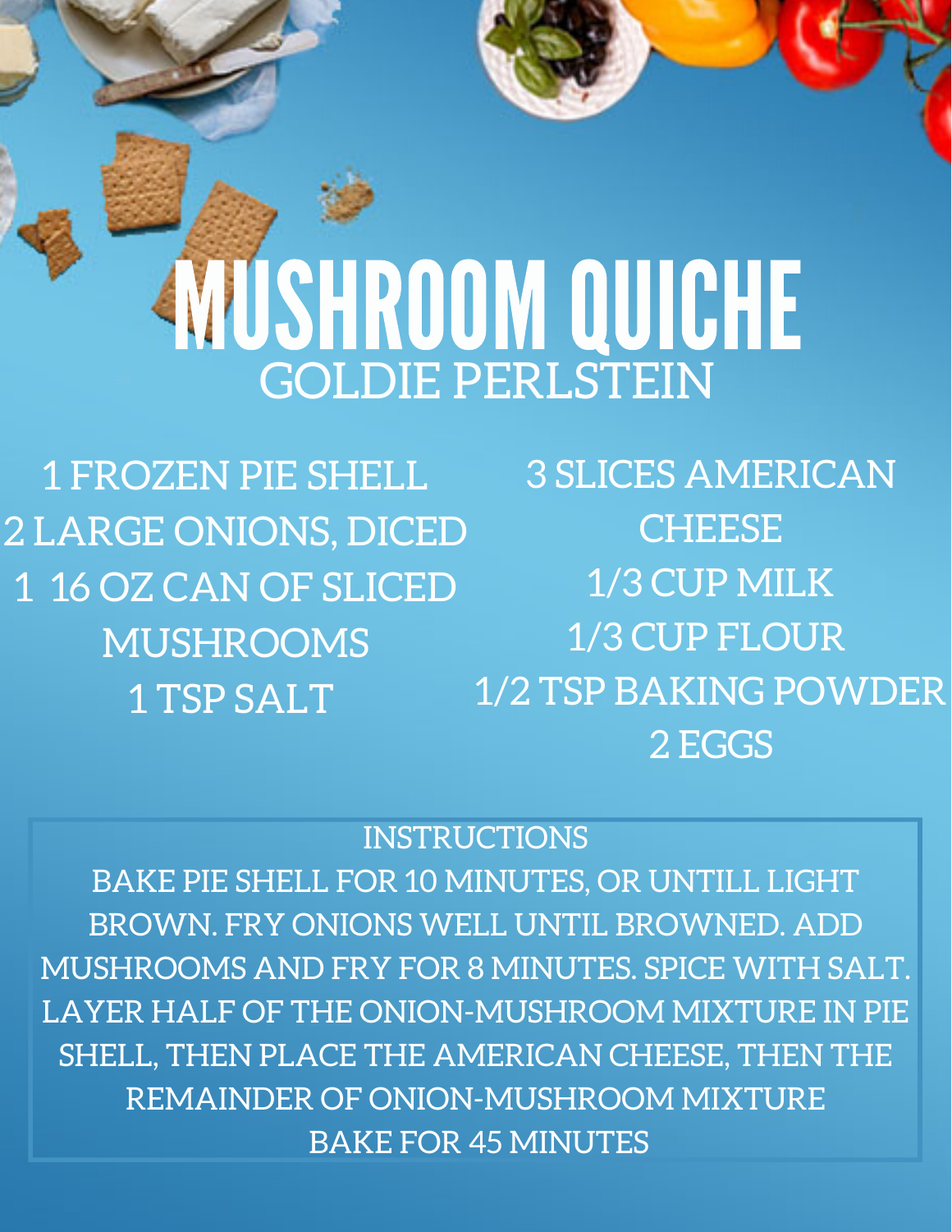# MUSHROOM QUICHE

GOLDIE PERLSTEIN

- 1 FROZEN PIE SHELL
- 2 LARGE ONIONS, DICED
- 1 16 OZ CAN OF SLICED MUSHROOMS
- 1 TSP SALT
- 3 SLICES AMERICAN CHEESE
- 1/3 CUP MILK
- 1/3 CUP FLOUR
- 1/2 TSP BAKING POWDER
- 2 EGGS

## INSTRUCTIONS

BAKE PIE SHELL FOR 10 MINUTES, OR UNTILL LIGHT BROWN. FRY ONIONS WELL UNTIL BROWNED. ADD MUSHROOMS AND FRY FOR 8 MINUTES. SPICE WITH SALT. LAYER HALF OF THE ONION-MUSHROOM MIXTURE IN PIE SHELL, THEN PLACE THE AMERICAN CHEESE, THEN THE REMAINDER OF ONION-MUSHROOM MIXTURE

BAKE FOR 45 MINUTES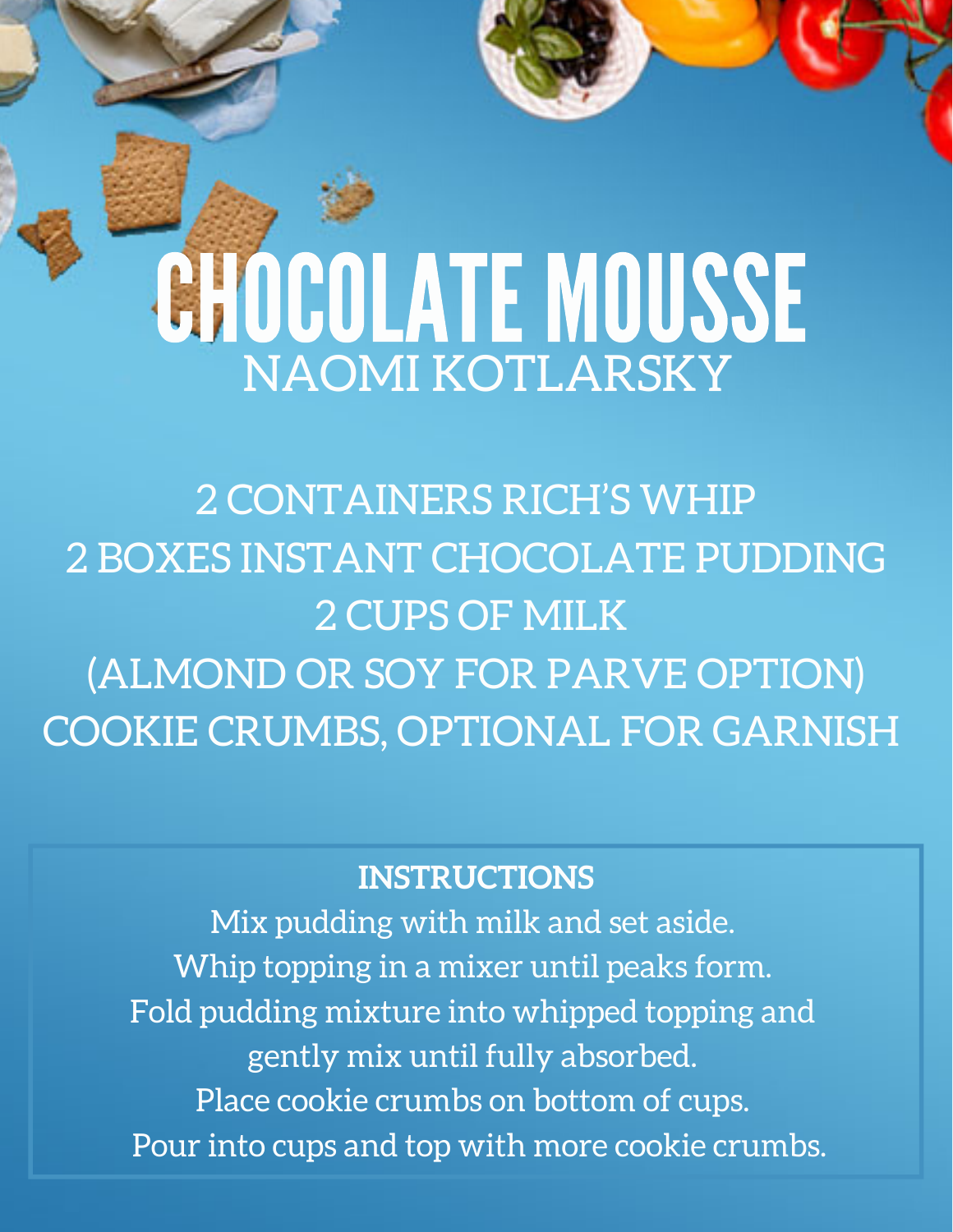# CHOCOLATE MOUSSE

NAOMI KOTLARSKY

2 CONTAINERS RICH'S WHIP
2 BOXES INSTANT CHOCOLATE PUDDING
2 CUPS OF MILK
(ALMOND OR SOY FOR PARVE OPTION)
COOKIE CRUMBS, OPTIONAL FOR GARNISH

**INSTRUCTIONS**

Mix pudding with milk and set aside.
Whip topping in a mixer until peaks form.
Fold pudding mixture into whipped topping and gently mix until fully absorbed.
Place cookie crumbs on bottom of cups.
Pour into cups and top with more cookie crumbs.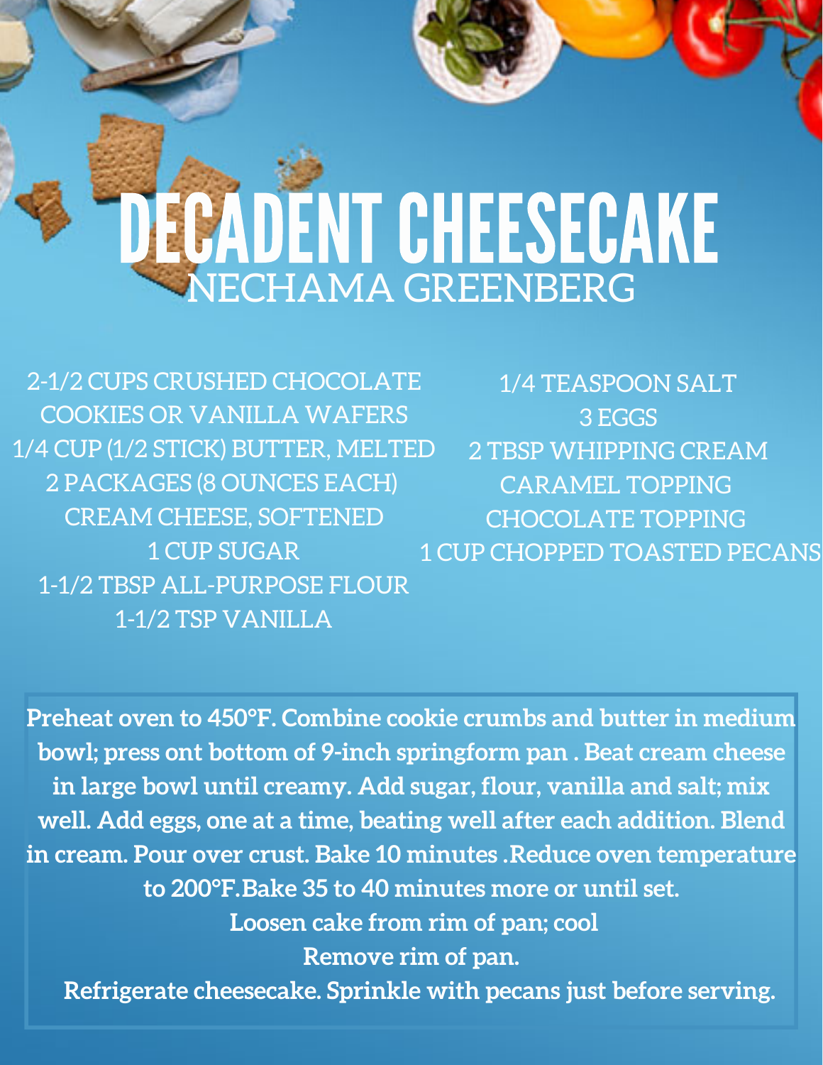# DECADENT CHEESECAKE

NECHAMA GREENBERG

2-1/2 CUPS CRUSHED CHOCOLATE COOKIES OR VANILLA WAFERS
1/4 CUP (1/2 STICK) BUTTER, MELTED
2 PACKAGES (8 OUNCES EACH) CREAM CHEESE, SOFTENED
1 CUP SUGAR
1-1/2 TBSP ALL-PURPOSE FLOUR
1-1/2 TSP VANILLA
1/4 TEASPOON SALT
3 EGGS
2 TBSP WHIPPING CREAM
CARAMEL TOPPING
CHOCOLATE TOPPING
1 CUP CHOPPED TOASTED PECANS

**Preheat oven to 450°F. Combine cookie crumbs and butter in medium bowl; press ont bottom of 9-inch springform pan . Beat cream cheese in large bowl until creamy. Add sugar, flour, vanilla and salt; mix well. Add eggs, one at a time, beating well after each addition. Blend in cream. Pour over crust. Bake 10 minutes .Reduce oven temperature to 200°F.Bake 35 to 40 minutes more or until set.**

**Loosen cake from rim of pan; cool**

**Remove rim of pan.**

**Refrigerate cheesecake. Sprinkle with pecans just before serving.**